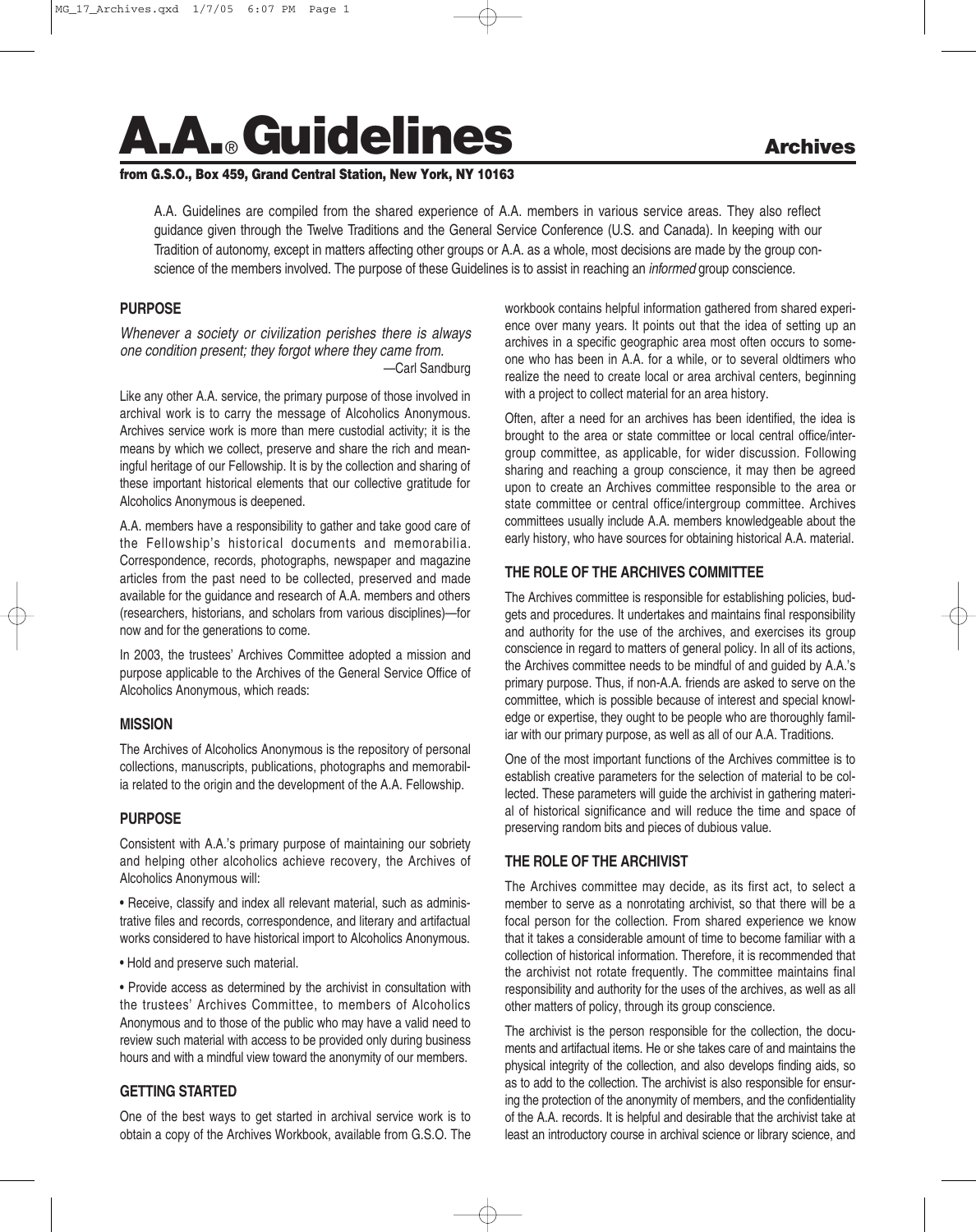# A.A.® Guidelines

## Archives

**from G.S.O., Box 459, Grand Central Station, New York, NY 10163**

A.A. Guidelines are compiled from the shared experience of A.A. members in various service areas. They also reflect guidance given through the Twelve Traditions and the General Service Conference (U.S. and Canada). In keeping with our Tradition of autonomy, except in matters affecting other groups or A.A. as a whole, most decisions are made by the group conscience of the members involved. The purpose of these Guidelines is to assist in reaching an *informed* group conscience.

### PURPOSE

*Whenever a society or civilization perishes there is always one condition present; they forgot where they came from.*

—Carl Sandburg

Like any other A.A. service, the primary purpose of those involved in archival work is to carry the message of Alcoholics Anonymous. Archives service work is more than mere custodial activity; it is the means by which we collect, preserve and share the rich and meaningful heritage of our Fellowship. It is by the collection and sharing of these important historical elements that our collective gratitude for Alcoholics Anonymous is deepened.

A.A. members have a responsibility to gather and take good care of the Fellowship's historical documents and memorabilia. Correspondence, records, photographs, newspaper and magazine articles from the past need to be collected, preserved and made available for the guidance and research of A.A. members and others (researchers, historians, and scholars from various disciplines)—for now and for the generations to come.

In 2003, the trustees' Archives Committee adopted a mission and purpose applicable to the Archives of the General Service Office of Alcoholics Anonymous, which reads:

### MISSION

The Archives of Alcoholics Anonymous is the repository of personal collections, manuscripts, publications, photographs and memorabilia related to the origin and the development of the A.A. Fellowship.

### PURPOSE

Consistent with A.A.'s primary purpose of maintaining our sobriety and helping other alcoholics achieve recovery, the Archives of Alcoholics Anonymous will:

- Receive, classify and index all relevant material, such as administrative files and records, correspondence, and literary and artifactual works considered to have historical import to Alcoholics Anonymous.
- Hold and preserve such material.
- Provide access as determined by the archivist in consultation with the trustees' Archives Committee, to members of Alcoholics Anonymous and to those of the public who may have a valid need to review such material with access to be provided only during business hours and with a mindful view toward the anonymity of our members.

### GETTING STARTED

One of the best ways to get started in archival service work is to obtain a copy of the Archives Workbook, available from G.S.O. The workbook contains helpful information gathered from shared experience over many years. It points out that the idea of setting up an archives in a specific geographic area most often occurs to someone who has been in A.A. for a while, or to several oldtimers who realize the need to create local or area archival centers, beginning with a project to collect material for an area history.

Often, after a need for an archives has been identified, the idea is brought to the area or state committee or local central office/intergroup committee, as applicable, for wider discussion. Following sharing and reaching a group conscience, it may then be agreed upon to create an Archives committee responsible to the area or state committee or central office/intergroup committee. Archives committees usually include A.A. members knowledgeable about the early history, who have sources for obtaining historical A.A. material.

### THE ROLE OF THE ARCHIVES COMMITTEE

The Archives committee is responsible for establishing policies, budgets and procedures. It undertakes and maintains final responsibility and authority for the use of the archives, and exercises its group conscience in regard to matters of general policy. In all of its actions, the Archives committee needs to be mindful of and guided by A.A.'s primary purpose. Thus, if non-A.A. friends are asked to serve on the committee, which is possible because of interest and special knowledge or expertise, they ought to be people who are thoroughly familiar with our primary purpose, as well as all of our A.A. Traditions.

One of the most important functions of the Archives committee is to establish creative parameters for the selection of material to be collected. These parameters will guide the archivist in gathering material of historical significance and will reduce the time and space of preserving random bits and pieces of dubious value.

### THE ROLE OF THE ARCHIVIST

The Archives committee may decide, as its first act, to select a member to serve as a nonrotating archivist, so that there will be a focal person for the collection. From shared experience we know that it takes a considerable amount of time to become familiar with a collection of historical information. Therefore, it is recommended that the archivist not rotate frequently. The committee maintains final responsibility and authority for the uses of the archives, as well as all other matters of policy, through its group conscience.

The archivist is the person responsible for the collection, the documents and artifactual items. He or she takes care of and maintains the physical integrity of the collection, and also develops finding aids, so as to add to the collection. The archivist is also responsible for ensuring the protection of the anonymity of members, and the confidentiality of the A.A. records. It is helpful and desirable that the archivist take at least an introductory course in archival science or library science, and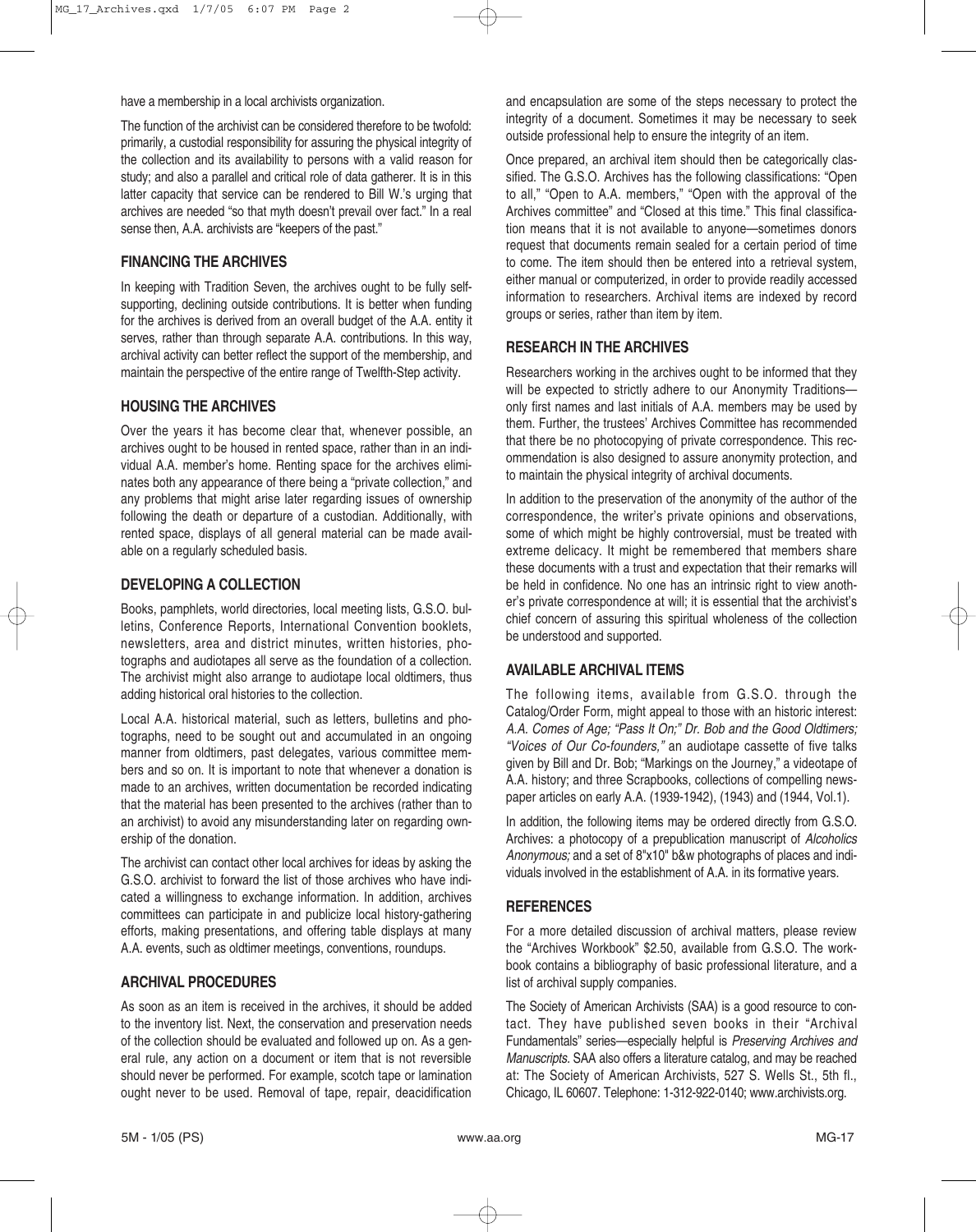have a membership in a local archivists organization.

The function of the archivist can be considered therefore to be twofold: primarily, a custodial responsibility for assuring the physical integrity of the collection and its availability to persons with a valid reason for study; and also a parallel and critical role of data gatherer. It is in this latter capacity that service can be rendered to Bill W.'s urging that archives are needed "so that myth doesn't prevail over fact." In a real sense then, A.A. archivists are "keepers of the past."

## FINANCING THE ARCHIVES

In keeping with Tradition Seven, the archives ought to be fully self-supporting, declining outside contributions. It is better when funding for the archives is derived from an overall budget of the A.A. entity it serves, rather than through separate A.A. contributions. In this way, archival activity can better reflect the support of the membership, and maintain the perspective of the entire range of Twelfth-Step activity.

## HOUSING THE ARCHIVES

Over the years it has become clear that, whenever possible, an archives ought to be housed in rented space, rather than in an individual A.A. member's home. Renting space for the archives eliminates both any appearance of there being a "private collection," and any problems that might arise later regarding issues of ownership following the death or departure of a custodian. Additionally, with rented space, displays of all general material can be made available on a regularly scheduled basis.

## DEVELOPING A COLLECTION

Books, pamphlets, world directories, local meeting lists, G.S.O. bulletins, Conference Reports, International Convention booklets, newsletters, area and district minutes, written histories, photographs and audiotapes all serve as the foundation of a collection. The archivist might also arrange to audiotape local oldtimers, thus adding historical oral histories to the collection.

Local A.A. historical material, such as letters, bulletins and photographs, need to be sought out and accumulated in an ongoing manner from oldtimers, past delegates, various committee members and so on. It is important to note that whenever a donation is made to an archives, written documentation be recorded indicating that the material has been presented to the archives (rather than to an archivist) to avoid any misunderstanding later on regarding ownership of the donation.

The archivist can contact other local archives for ideas by asking the G.S.O. archivist to forward the list of those archives who have indicated a willingness to exchange information. In addition, archives committees can participate in and publicize local history-gathering efforts, making presentations, and offering table displays at many A.A. events, such as oldtimer meetings, conventions, roundups.

## ARCHIVAL PROCEDURES

As soon as an item is received in the archives, it should be added to the inventory list. Next, the conservation and preservation needs of the collection should be evaluated and followed up on. As a general rule, any action on a document or item that is not reversible should never be performed. For example, scotch tape or lamination ought never to be used. Removal of tape, repair, deacidification and encapsulation are some of the steps necessary to protect the integrity of a document. Sometimes it may be necessary to seek outside professional help to ensure the integrity of an item.

Once prepared, an archival item should then be categorically classified. The G.S.O. Archives has the following classifications: "Open to all," "Open to A.A. members," "Open with the approval of the Archives committee" and "Closed at this time." This final classification means that it is not available to anyone—sometimes donors request that documents remain sealed for a certain period of time to come. The item should then be entered into a retrieval system, either manual or computerized, in order to provide readily accessed information to researchers. Archival items are indexed by record groups or series, rather than item by item.

## RESEARCH IN THE ARCHIVES

Researchers working in the archives ought to be informed that they will be expected to strictly adhere to our Anonymity Traditions—only first names and last initials of A.A. members may be used by them. Further, the trustees' Archives Committee has recommended that there be no photocopying of private correspondence. This recommendation is also designed to assure anonymity protection, and to maintain the physical integrity of archival documents.

In addition to the preservation of the anonymity of the author of the correspondence, the writer's private opinions and observations, some of which might be highly controversial, must be treated with extreme delicacy. It might be remembered that members share these documents with a trust and expectation that their remarks will be held in confidence. No one has an intrinsic right to view another's private correspondence at will; it is essential that the archivist's chief concern of assuring this spiritual wholeness of the collection be understood and supported.

## AVAILABLE ARCHIVAL ITEMS

The following items, available from G.S.O. through the Catalog/Order Form, might appeal to those with an historic interest: *A.A. Comes of Age; "Pass It On;" Dr. Bob and the Good Oldtimers; "Voices of Our Co-founders,"* an audiotape cassette of five talks given by Bill and Dr. Bob; "Markings on the Journey," a videotape of A.A. history; and three Scrapbooks, collections of compelling newspaper articles on early A.A. (1939-1942), (1943) and (1944, Vol.1).

In addition, the following items may be ordered directly from G.S.O. Archives: a photocopy of a prepublication manuscript of *Alcoholics Anonymous;* and a set of 8"x10" b&w photographs of places and individuals involved in the establishment of A.A. in its formative years.

## REFERENCES

For a more detailed discussion of archival matters, please review the "Archives Workbook" $2.50, available from G.S.O. The workbook contains a bibliography of basic professional literature, and a list of archival supply companies.

The Society of American Archivists (SAA) is a good resource to contact. They have published seven books in their "Archival Fundamentals" series—especially helpful is *Preserving Archives and Manuscripts.* SAA also offers a literature catalog, and may be reached at: The Society of American Archivists, 527 S. Wells St., 5th fl., Chicago, IL 60607. Telephone: 1-312-922-0140; www.archivists.org.

5M - 1/05 (PS)

MG-17